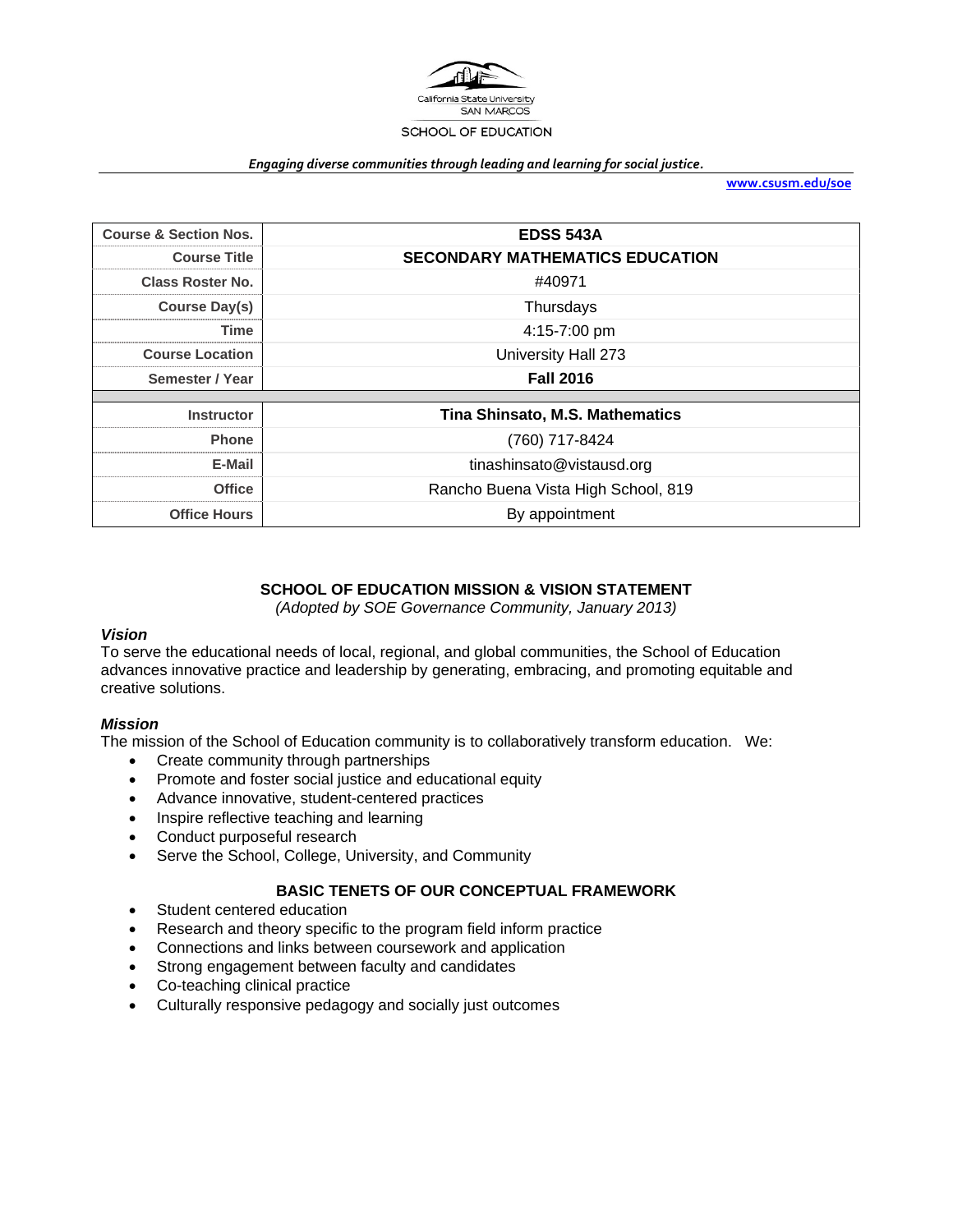California State University SAN MARCOS

SCHOOL OF EDUCATION

***Engaging diverse communities through leading and learning for social justice.***

**www.csusm.edu/soe**

| Course & Section Nos. | EDSS 543A |
|---|---|
| Course Title | SECONDARY MATHEMATICS EDUCATION |
| Class Roster No. | #40971 |
| Course Day(s) | Thursdays |
| Time | 4:15-7:00 pm |
| Course Location | University Hall 273 |
| Semester / Year | Fall 2016 |
| Instructor | Tina Shinsato, M.S. Mathematics |
| Phone | (760) 717-8424 |
| E-Mail | tinashinsato@vistausd.org |
| Office | Rancho Buena Vista High School, 819 |
| Office Hours | By appointment |

## SCHOOL OF EDUCATION MISSION & VISION STATEMENT

*(Adopted by SOE Governance Community, January 2013)*

### *Vision*

To serve the educational needs of local, regional, and global communities, the School of Education advances innovative practice and leadership by generating, embracing, and promoting equitable and creative solutions.

### *Mission*

The mission of the School of Education community is to collaboratively transform education. We:

- Create community through partnerships
- Promote and foster social justice and educational equity
- Advance innovative, student-centered practices
- Inspire reflective teaching and learning
- Conduct purposeful research
- Serve the School, College, University, and Community

## BASIC TENETS OF OUR CONCEPTUAL FRAMEWORK

- Student centered education
- Research and theory specific to the program field inform practice
- Connections and links between coursework and application
- Strong engagement between faculty and candidates
- Co-teaching clinical practice
- Culturally responsive pedagogy and socially just outcomes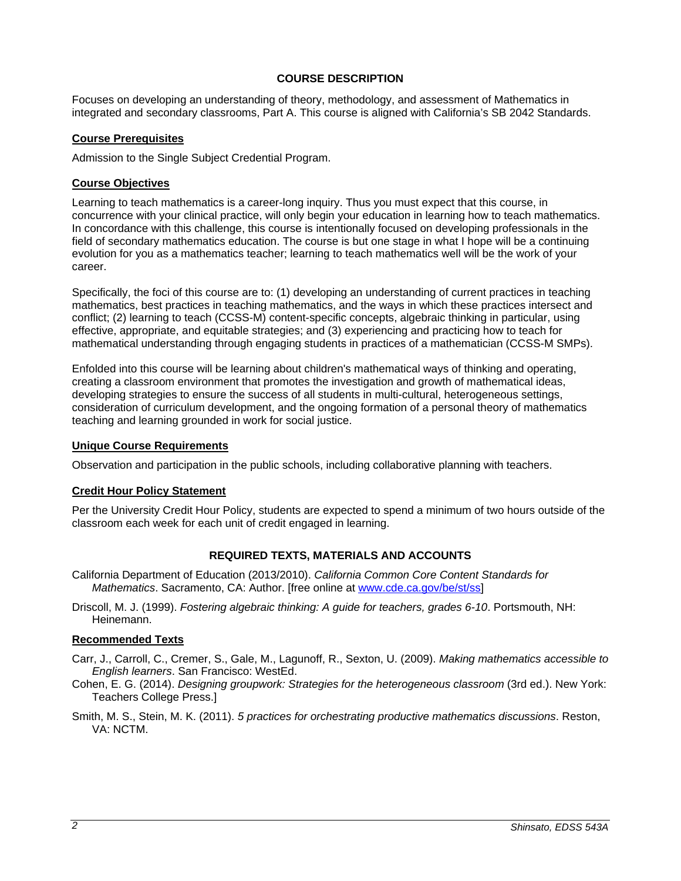## COURSE DESCRIPTION

Focuses on developing an understanding of theory, methodology, and assessment of Mathematics in integrated and secondary classrooms, Part A. This course is aligned with California's SB 2042 Standards.

### Course Prerequisites

Admission to the Single Subject Credential Program.

### Course Objectives

Learning to teach mathematics is a career-long inquiry. Thus you must expect that this course, in concurrence with your clinical practice, will only begin your education in learning how to teach mathematics. In concordance with this challenge, this course is intentionally focused on developing professionals in the field of secondary mathematics education. The course is but one stage in what I hope will be a continuing evolution for you as a mathematics teacher; learning to teach mathematics well will be the work of your career.

Specifically, the foci of this course are to: (1) developing an understanding of current practices in teaching mathematics, best practices in teaching mathematics, and the ways in which these practices intersect and conflict; (2) learning to teach (CCSS-M) content-specific concepts, algebraic thinking in particular, using effective, appropriate, and equitable strategies; and (3) experiencing and practicing how to teach for mathematical understanding through engaging students in practices of a mathematician (CCSS-M SMPs).

Enfolded into this course will be learning about children's mathematical ways of thinking and operating, creating a classroom environment that promotes the investigation and growth of mathematical ideas, developing strategies to ensure the success of all students in multi-cultural, heterogeneous settings, consideration of curriculum development, and the ongoing formation of a personal theory of mathematics teaching and learning grounded in work for social justice.

### Unique Course Requirements

Observation and participation in the public schools, including collaborative planning with teachers.

### Credit Hour Policy Statement

Per the University Credit Hour Policy, students are expected to spend a minimum of two hours outside of the classroom each week for each unit of credit engaged in learning.

## REQUIRED TEXTS, MATERIALS AND ACCOUNTS

California Department of Education (2013/2010). *California Common Core Content Standards for Mathematics*. Sacramento, CA: Author. [free online at www.cde.ca.gov/be/st/ss]

Driscoll, M. J. (1999). *Fostering algebraic thinking: A guide for teachers, grades 6-10*. Portsmouth, NH: Heinemann.

### Recommended Texts

Carr, J., Carroll, C., Cremer, S., Gale, M., Lagunoff, R., Sexton, U. (2009). *Making mathematics accessible to English learners*. San Francisco: WestEd.

Cohen, E. G. (2014). *Designing groupwork: Strategies for the heterogeneous classroom* (3rd ed.). New York: Teachers College Press.]

Smith, M. S., Stein, M. K. (2011). *5 practices for orchestrating productive mathematics discussions*. Reston, VA: NCTM.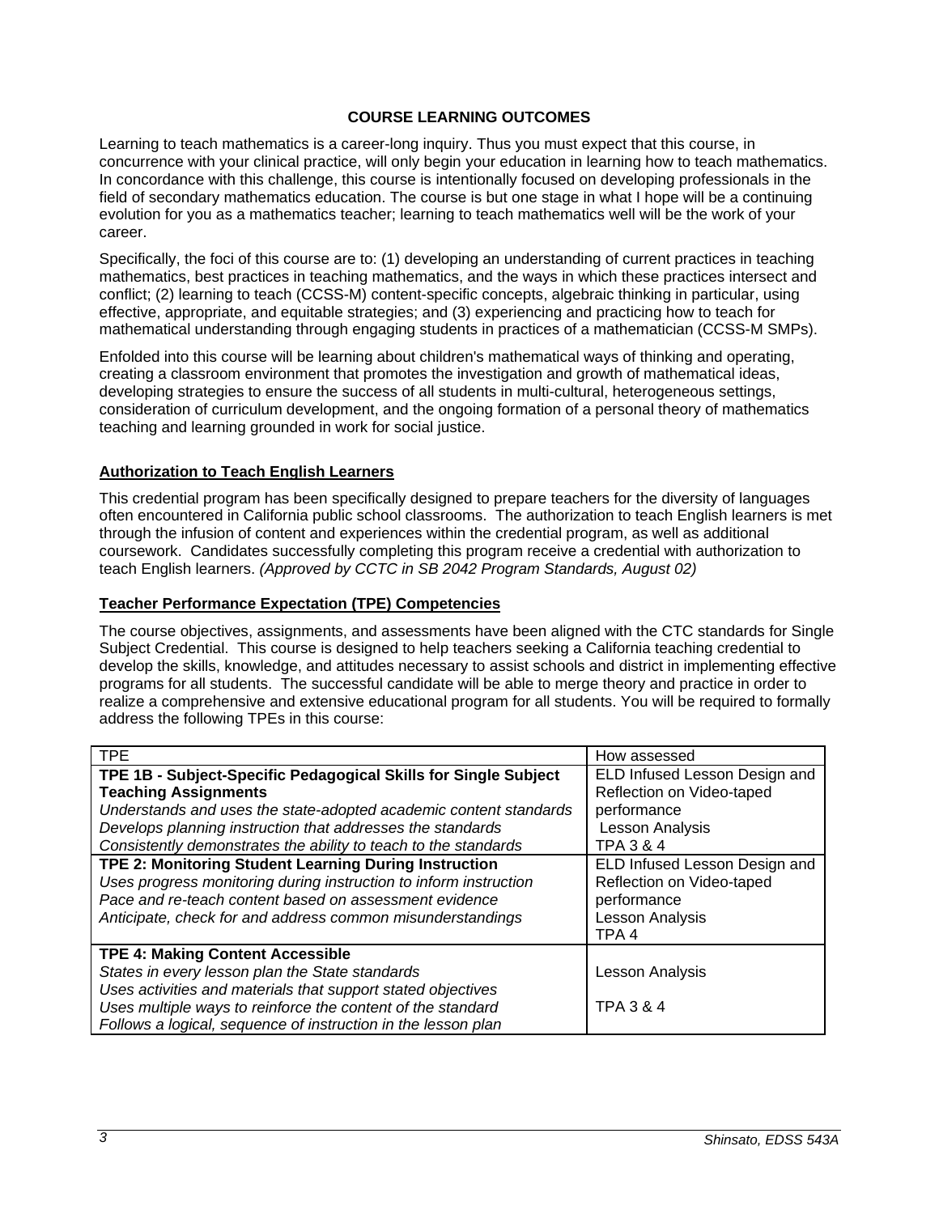## COURSE LEARNING OUTCOMES

Learning to teach mathematics is a career-long inquiry. Thus you must expect that this course, in concurrence with your clinical practice, will only begin your education in learning how to teach mathematics. In concordance with this challenge, this course is intentionally focused on developing professionals in the field of secondary mathematics education. The course is but one stage in what I hope will be a continuing evolution for you as a mathematics teacher; learning to teach mathematics well will be the work of your career.

Specifically, the foci of this course are to: (1) developing an understanding of current practices in teaching mathematics, best practices in teaching mathematics, and the ways in which these practices intersect and conflict; (2) learning to teach (CCSS-M) content-specific concepts, algebraic thinking in particular, using effective, appropriate, and equitable strategies; and (3) experiencing and practicing how to teach for mathematical understanding through engaging students in practices of a mathematician (CCSS-M SMPs).

Enfolded into this course will be learning about children's mathematical ways of thinking and operating, creating a classroom environment that promotes the investigation and growth of mathematical ideas, developing strategies to ensure the success of all students in multi-cultural, heterogeneous settings, consideration of curriculum development, and the ongoing formation of a personal theory of mathematics teaching and learning grounded in work for social justice.

### Authorization to Teach English Learners

This credential program has been specifically designed to prepare teachers for the diversity of languages often encountered in California public school classrooms. The authorization to teach English learners is met through the infusion of content and experiences within the credential program, as well as additional coursework. Candidates successfully completing this program receive a credential with authorization to teach English learners. *(Approved by CCTC in SB 2042 Program Standards, August 02)*

### Teacher Performance Expectation (TPE) Competencies

The course objectives, assignments, and assessments have been aligned with the CTC standards for Single Subject Credential. This course is designed to help teachers seeking a California teaching credential to develop the skills, knowledge, and attitudes necessary to assist schools and district in implementing effective programs for all students. The successful candidate will be able to merge theory and practice in order to realize a comprehensive and extensive educational program for all students. You will be required to formally address the following TPEs in this course:

| TPE | How assessed |
|---|---|
| **TPE 1B - Subject-Specific Pedagogical Skills for Single Subject Teaching Assignments**<br>*Understands and uses the state-adopted academic content standards*<br>*Develops planning instruction that addresses the standards*<br>*Consistently demonstrates the ability to teach to the standards* | ELD Infused Lesson Design and Reflection on Video-taped performance<br>Lesson Analysis<br>TPA 3 & 4 |
| **TPE 2: Monitoring Student Learning During Instruction**<br>*Uses progress monitoring during instruction to inform instruction*<br>*Pace and re-teach content based on assessment evidence*<br>*Anticipate, check for and address common misunderstandings* | ELD Infused Lesson Design and Reflection on Video-taped performance<br>Lesson Analysis<br>TPA 4 |
| **TPE 4: Making Content Accessible**<br>*States in every lesson plan the State standards*<br>*Uses activities and materials that support stated objectives*<br>*Uses multiple ways to reinforce the content of the standard*<br>*Follows a logical, sequence of instruction in the lesson plan* | Lesson Analysis<br>TPA 3 & 4 |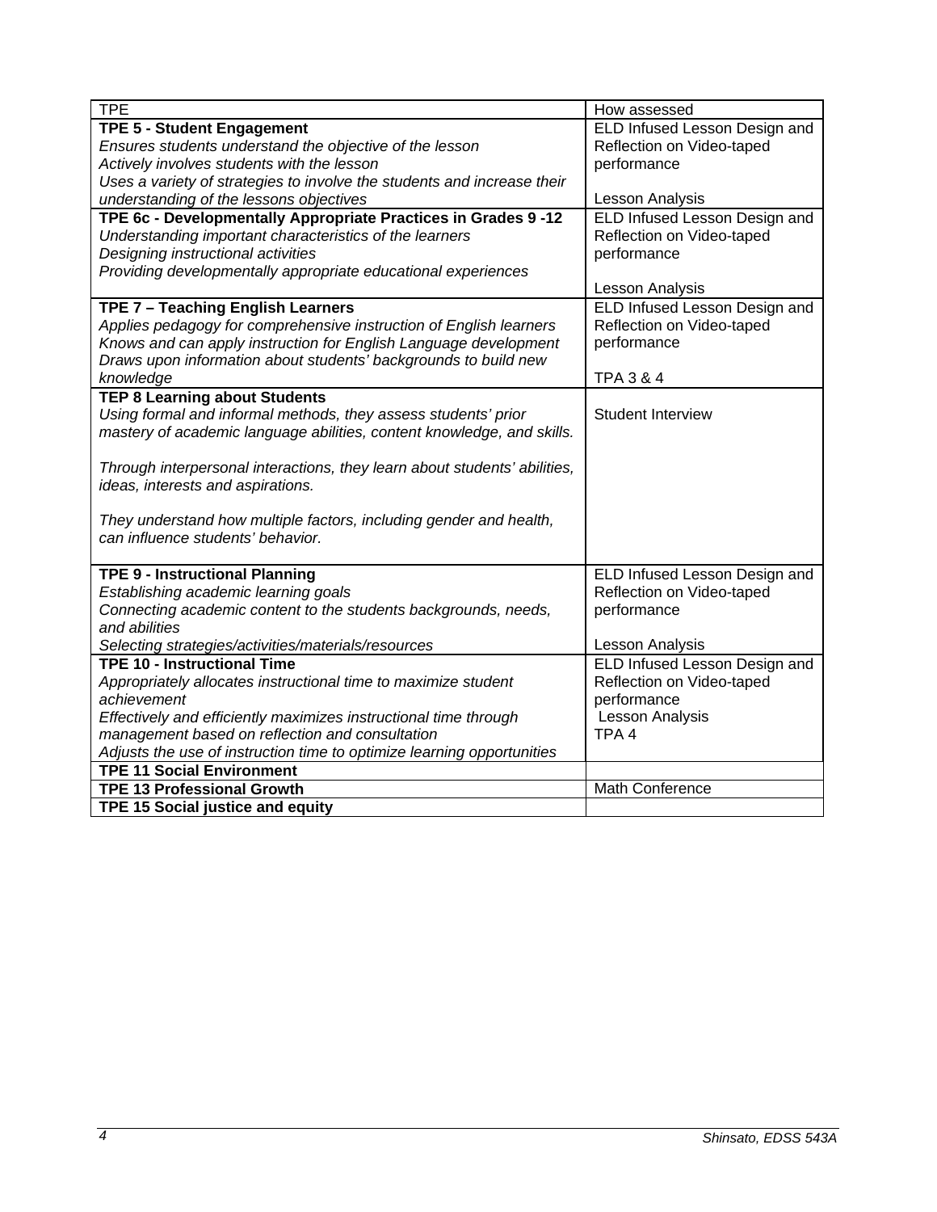| TPE | How assessed |
| --- | --- |
| **TPE 5 - Student Engagement**<br>*Ensures students understand the objective of the lesson*<br>*Actively involves students with the lesson*<br>*Uses a variety of strategies to involve the students and increase their understanding of the lessons objectives* | ELD Infused Lesson Design and Reflection on Video-taped performance<br><br>Lesson Analysis |
| **TPE 6c - Developmentally Appropriate Practices in Grades 9 -12**<br>*Understanding important characteristics of the learners*<br>*Designing instructional activities*<br>*Providing developmentally appropriate educational experiences* | ELD Infused Lesson Design and Reflection on Video-taped performance<br><br>Lesson Analysis |
| **TPE 7 – Teaching English Learners**<br>*Applies pedagogy for comprehensive instruction of English learners*<br>*Knows and can apply instruction for English Language development*<br>*Draws upon information about students' backgrounds to build new knowledge* | ELD Infused Lesson Design and Reflection on Video-taped performance<br><br>TPA 3 & 4 |
| **TEP 8 Learning about Students**<br>*Using formal and informal methods, they assess students' prior mastery of academic language abilities, content knowledge, and skills.*<br><br>*Through interpersonal interactions, they learn about students' abilities, ideas, interests and aspirations.*<br><br>*They understand how multiple factors, including gender and health, can influence students' behavior.* | Student Interview |
| **TPE 9 - Instructional Planning**<br>*Establishing academic learning goals*<br>*Connecting academic content to the students backgrounds, needs, and abilities*<br>*Selecting strategies/activities/materials/resources* | ELD Infused Lesson Design and Reflection on Video-taped performance<br><br>Lesson Analysis |
| **TPE 10 - Instructional Time**<br>*Appropriately allocates instructional time to maximize student achievement*<br>*Effectively and efficiently maximizes instructional time through management based on reflection and consultation*<br>*Adjusts the use of instruction time to optimize learning opportunities* | ELD Infused Lesson Design and Reflection on Video-taped performance<br>Lesson Analysis<br>TPA 4 |
| **TPE 11 Social Environment** | |
| **TPE 13 Professional Growth** | Math Conference |
| **TPE 15 Social justice and equity** | |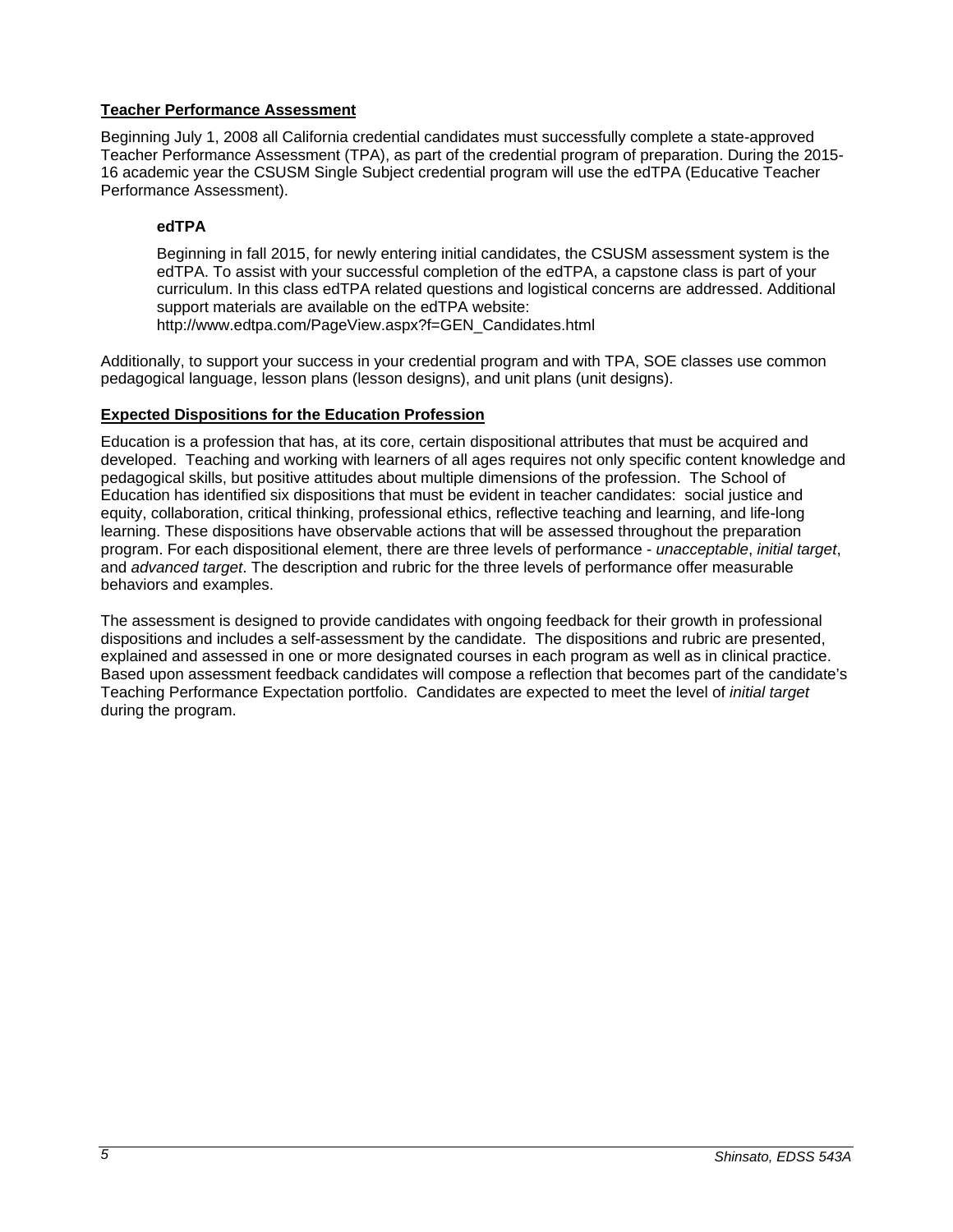## Teacher Performance Assessment

Beginning July 1, 2008 all California credential candidates must successfully complete a state-approved Teacher Performance Assessment (TPA), as part of the credential program of preparation. During the 2015-16 academic year the CSUSM Single Subject credential program will use the edTPA (Educative Teacher Performance Assessment).

### edTPA

Beginning in fall 2015, for newly entering initial candidates, the CSUSM assessment system is the edTPA. To assist with your successful completion of the edTPA, a capstone class is part of your curriculum. In this class edTPA related questions and logistical concerns are addressed. Additional support materials are available on the edTPA website: http://www.edtpa.com/PageView.aspx?f=GEN_Candidates.html

Additionally, to support your success in your credential program and with TPA, SOE classes use common pedagogical language, lesson plans (lesson designs), and unit plans (unit designs).

## Expected Dispositions for the Education Profession

Education is a profession that has, at its core, certain dispositional attributes that must be acquired and developed. Teaching and working with learners of all ages requires not only specific content knowledge and pedagogical skills, but positive attitudes about multiple dimensions of the profession. The School of Education has identified six dispositions that must be evident in teacher candidates: social justice and equity, collaboration, critical thinking, professional ethics, reflective teaching and learning, and life-long learning. These dispositions have observable actions that will be assessed throughout the preparation program. For each dispositional element, there are three levels of performance - *unacceptable*, *initial target*, and *advanced target*. The description and rubric for the three levels of performance offer measurable behaviors and examples.

The assessment is designed to provide candidates with ongoing feedback for their growth in professional dispositions and includes a self-assessment by the candidate. The dispositions and rubric are presented, explained and assessed in one or more designated courses in each program as well as in clinical practice. Based upon assessment feedback candidates will compose a reflection that becomes part of the candidate's Teaching Performance Expectation portfolio. Candidates are expected to meet the level of *initial target* during the program.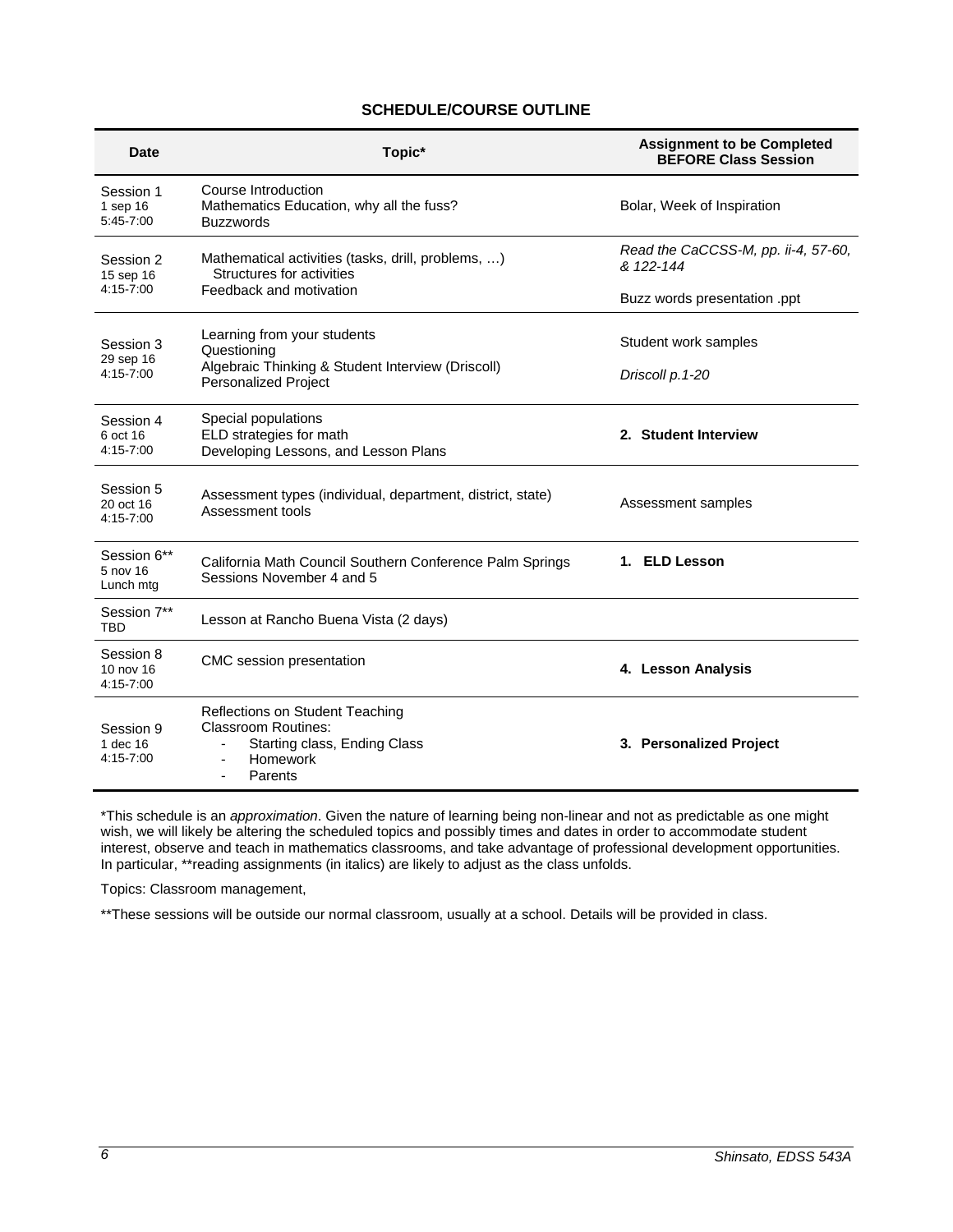## SCHEDULE/COURSE OUTLINE

| Date | Topic* | Assignment to be Completed BEFORE Class Session |
|---|---|---|
| Session 1<br>1 sep 16<br>5:45-7:00 | Course Introduction<br>Mathematics Education, why all the fuss?<br>Buzzwords | Bolar, Week of Inspiration |
| Session 2<br>15 sep 16<br>4:15-7:00 | Mathematical activities (tasks, drill, problems, …)<br>Structures for activities<br>Feedback and motivation | *Read the CaCCSS-M, pp. ii-4, 57-60, & 122-144*<br>Buzz words presentation .ppt |
| Session 3<br>29 sep 16<br>4:15-7:00 | Learning from your students<br>Questioning<br>Algebraic Thinking & Student Interview (Driscoll)<br>Personalized Project | Student work samples<br>*Driscoll p.1-20* |
| Session 4<br>6 oct 16<br>4:15-7:00 | Special populations<br>ELD strategies for math<br>Developing Lessons, and Lesson Plans | **2. Student Interview** |
| Session 5<br>20 oct 16<br>4:15-7:00 | Assessment types (individual, department, district, state)<br>Assessment tools | Assessment samples |
| Session 6**<br>5 nov 16<br>Lunch mtg | California Math Council Southern Conference Palm Springs Sessions November 4 and 5 | **1. ELD Lesson** |
| Session 7**<br>TBD | Lesson at Rancho Buena Vista (2 days) | |
| Session 8<br>10 nov 16<br>4:15-7:00 | CMC session presentation | **4. Lesson Analysis** |
| Session 9<br>1 dec 16<br>4:15-7:00 | Reflections on Student Teaching<br>Classroom Routines:<br>- Starting class, Ending Class<br>- Homework<br>- Parents | **3. Personalized Project** |

*This schedule is an *approximation*. Given the nature of learning being non-linear and not as predictable as one might wish, we will likely be altering the scheduled topics and possibly times and dates in order to accommodate student interest, observe and teach in mathematics classrooms, and take advantage of professional development opportunities. In particular, **reading assignments (in italics) are likely to adjust as the class unfolds.

Topics: Classroom management,

**These sessions will be outside our normal classroom, usually at a school. Details will be provided in class.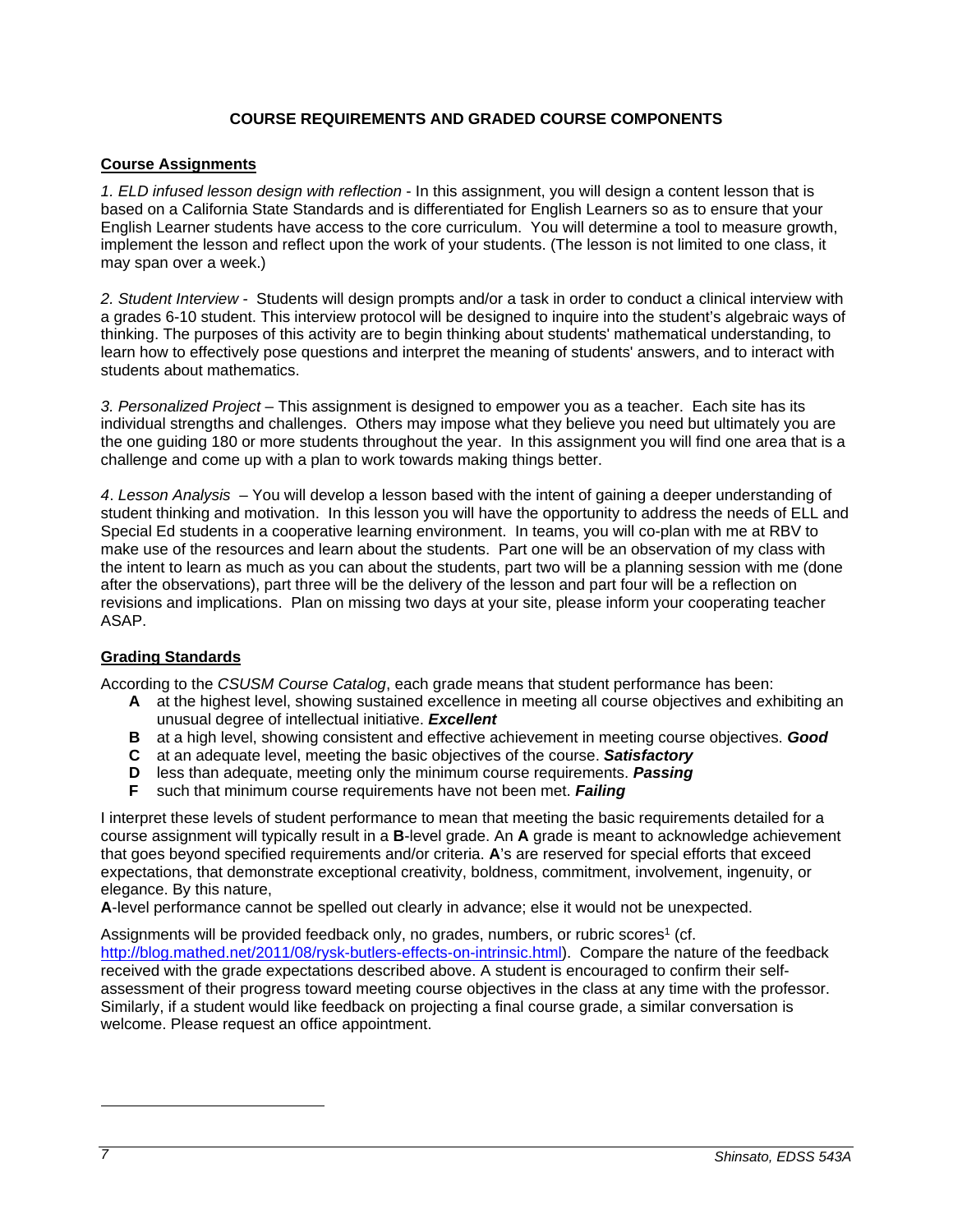## COURSE REQUIREMENTS AND GRADED COURSE COMPONENTS

### Course Assignments

*1. ELD infused lesson design with reflection* - In this assignment, you will design a content lesson that is based on a California State Standards and is differentiated for English Learners so as to ensure that your English Learner students have access to the core curriculum. You will determine a tool to measure growth, implement the lesson and reflect upon the work of your students. (The lesson is not limited to one class, it may span over a week.)

*2. Student Interview* - Students will design prompts and/or a task in order to conduct a clinical interview with a grades 6-10 student. This interview protocol will be designed to inquire into the student's algebraic ways of thinking. The purposes of this activity are to begin thinking about students' mathematical understanding, to learn how to effectively pose questions and interpret the meaning of students' answers, and to interact with students about mathematics.

*3. Personalized Project* – This assignment is designed to empower you as a teacher. Each site has its individual strengths and challenges. Others may impose what they believe you need but ultimately you are the one guiding 180 or more students throughout the year. In this assignment you will find one area that is a challenge and come up with a plan to work towards making things better.

*4. Lesson Analysis* – You will develop a lesson based with the intent of gaining a deeper understanding of student thinking and motivation. In this lesson you will have the opportunity to address the needs of ELL and Special Ed students in a cooperative learning environment. In teams, you will co-plan with me at RBV to make use of the resources and learn about the students. Part one will be an observation of my class with the intent to learn as much as you can about the students, part two will be a planning session with me (done after the observations), part three will be the delivery of the lesson and part four will be a reflection on revisions and implications. Plan on missing two days at your site, please inform your cooperating teacher ASAP.

### Grading Standards

According to the *CSUSM Course Catalog*, each grade means that student performance has been:

- **A** at the highest level, showing sustained excellence in meeting all course objectives and exhibiting an unusual degree of intellectual initiative. ***Excellent***
- **B** at a high level, showing consistent and effective achievement in meeting course objectives. ***Good***
- **C** at an adequate level, meeting the basic objectives of the course. ***Satisfactory***
- **D** less than adequate, meeting only the minimum course requirements. ***Passing***
- **F** such that minimum course requirements have not been met. ***Failing***

I interpret these levels of student performance to mean that meeting the basic requirements detailed for a course assignment will typically result in a **B**-level grade. An **A** grade is meant to acknowledge achievement that goes beyond specified requirements and/or criteria. **A**'s are reserved for special efforts that exceed expectations, that demonstrate exceptional creativity, boldness, commitment, involvement, ingenuity, or elegance. By this nature,
**A**-level performance cannot be spelled out clearly in advance; else it would not be unexpected.

Assignments will be provided feedback only, no grades, numbers, or rubric scores[1] (cf. http://blog.mathed.net/2011/08/rysk-butlers-effects-on-intrinsic.html). Compare the nature of the feedback received with the grade expectations described above. A student is encouraged to confirm their self-assessment of their progress toward meeting course objectives in the class at any time with the professor. Similarly, if a student would like feedback on projecting a final course grade, a similar conversation is welcome. Please request an office appointment.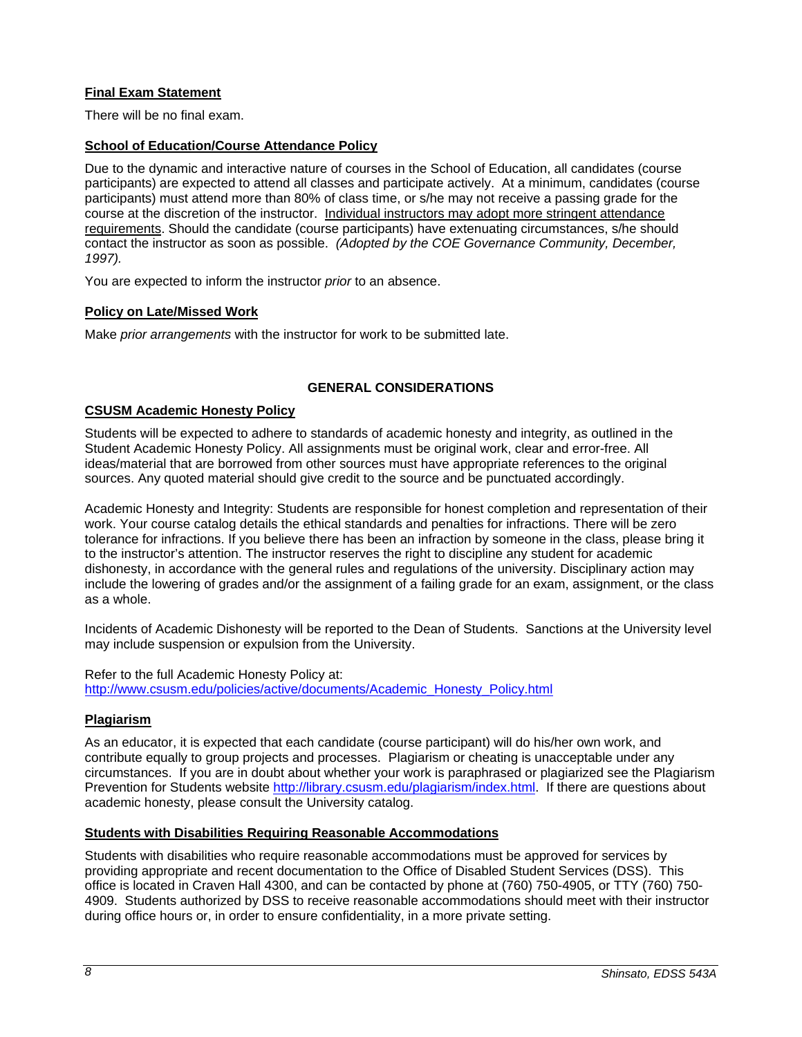### Final Exam Statement

There will be no final exam.

### School of Education/Course Attendance Policy

Due to the dynamic and interactive nature of courses in the School of Education, all candidates (course participants) are expected to attend all classes and participate actively. At a minimum, candidates (course participants) must attend more than 80% of class time, or s/he may not receive a passing grade for the course at the discretion of the instructor. Individual instructors may adopt more stringent attendance requirements. Should the candidate (course participants) have extenuating circumstances, s/he should contact the instructor as soon as possible. *(Adopted by the COE Governance Community, December, 1997).*

You are expected to inform the instructor *prior* to an absence.

### Policy on Late/Missed Work

Make *prior arrangements* with the instructor for work to be submitted late.

## GENERAL CONSIDERATIONS

### CSUSM Academic Honesty Policy

Students will be expected to adhere to standards of academic honesty and integrity, as outlined in the Student Academic Honesty Policy. All assignments must be original work, clear and error-free. All ideas/material that are borrowed from other sources must have appropriate references to the original sources. Any quoted material should give credit to the source and be punctuated accordingly.

Academic Honesty and Integrity: Students are responsible for honest completion and representation of their work. Your course catalog details the ethical standards and penalties for infractions. There will be zero tolerance for infractions. If you believe there has been an infraction by someone in the class, please bring it to the instructor's attention. The instructor reserves the right to discipline any student for academic dishonesty, in accordance with the general rules and regulations of the university. Disciplinary action may include the lowering of grades and/or the assignment of a failing grade for an exam, assignment, or the class as a whole.

Incidents of Academic Dishonesty will be reported to the Dean of Students. Sanctions at the University level may include suspension or expulsion from the University.

Refer to the full Academic Honesty Policy at:
http://www.csusm.edu/policies/active/documents/Academic_Honesty_Policy.html

### Plagiarism

As an educator, it is expected that each candidate (course participant) will do his/her own work, and contribute equally to group projects and processes. Plagiarism or cheating is unacceptable under any circumstances. If you are in doubt about whether your work is paraphrased or plagiarized see the Plagiarism Prevention for Students website http://library.csusm.edu/plagiarism/index.html. If there are questions about academic honesty, please consult the University catalog.

### Students with Disabilities Requiring Reasonable Accommodations

Students with disabilities who require reasonable accommodations must be approved for services by providing appropriate and recent documentation to the Office of Disabled Student Services (DSS). This office is located in Craven Hall 4300, and can be contacted by phone at (760) 750-4905, or TTY (760) 750-4909. Students authorized by DSS to receive reasonable accommodations should meet with their instructor during office hours or, in order to ensure confidentiality, in a more private setting.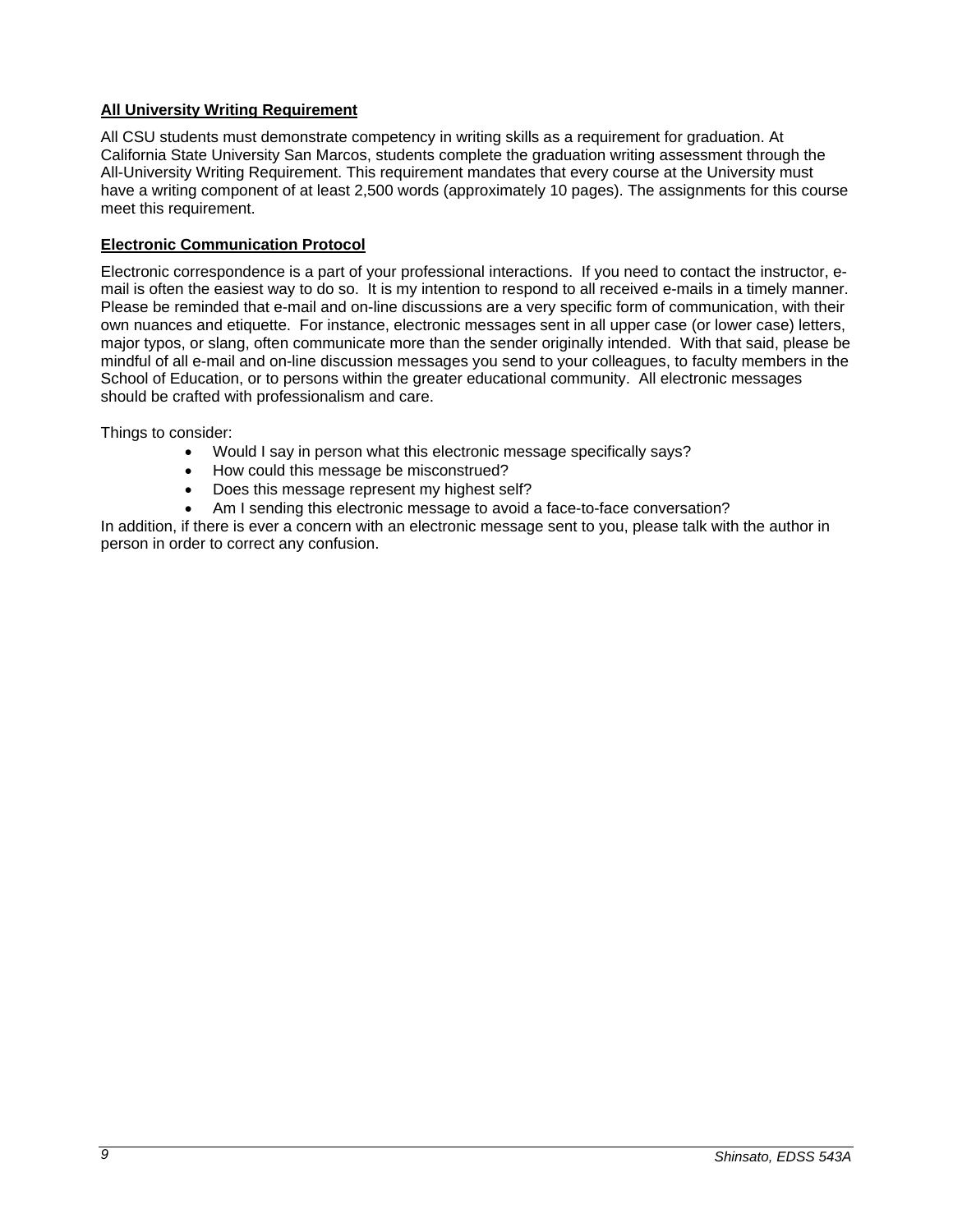### **All University Writing Requirement**

All CSU students must demonstrate competency in writing skills as a requirement for graduation. At California State University San Marcos, students complete the graduation writing assessment through the All-University Writing Requirement. This requirement mandates that every course at the University must have a writing component of at least 2,500 words (approximately 10 pages). The assignments for this course meet this requirement.

### **Electronic Communication Protocol**

Electronic correspondence is a part of your professional interactions. If you need to contact the instructor, e-mail is often the easiest way to do so. It is my intention to respond to all received e-mails in a timely manner. Please be reminded that e-mail and on-line discussions are a very specific form of communication, with their own nuances and etiquette. For instance, electronic messages sent in all upper case (or lower case) letters, major typos, or slang, often communicate more than the sender originally intended. With that said, please be mindful of all e-mail and on-line discussion messages you send to your colleagues, to faculty members in the School of Education, or to persons within the greater educational community. All electronic messages should be crafted with professionalism and care.

Things to consider:

- Would I say in person what this electronic message specifically says?
- How could this message be misconstrued?
- Does this message represent my highest self?
- Am I sending this electronic message to avoid a face-to-face conversation?

In addition, if there is ever a concern with an electronic message sent to you, please talk with the author in person in order to correct any confusion.